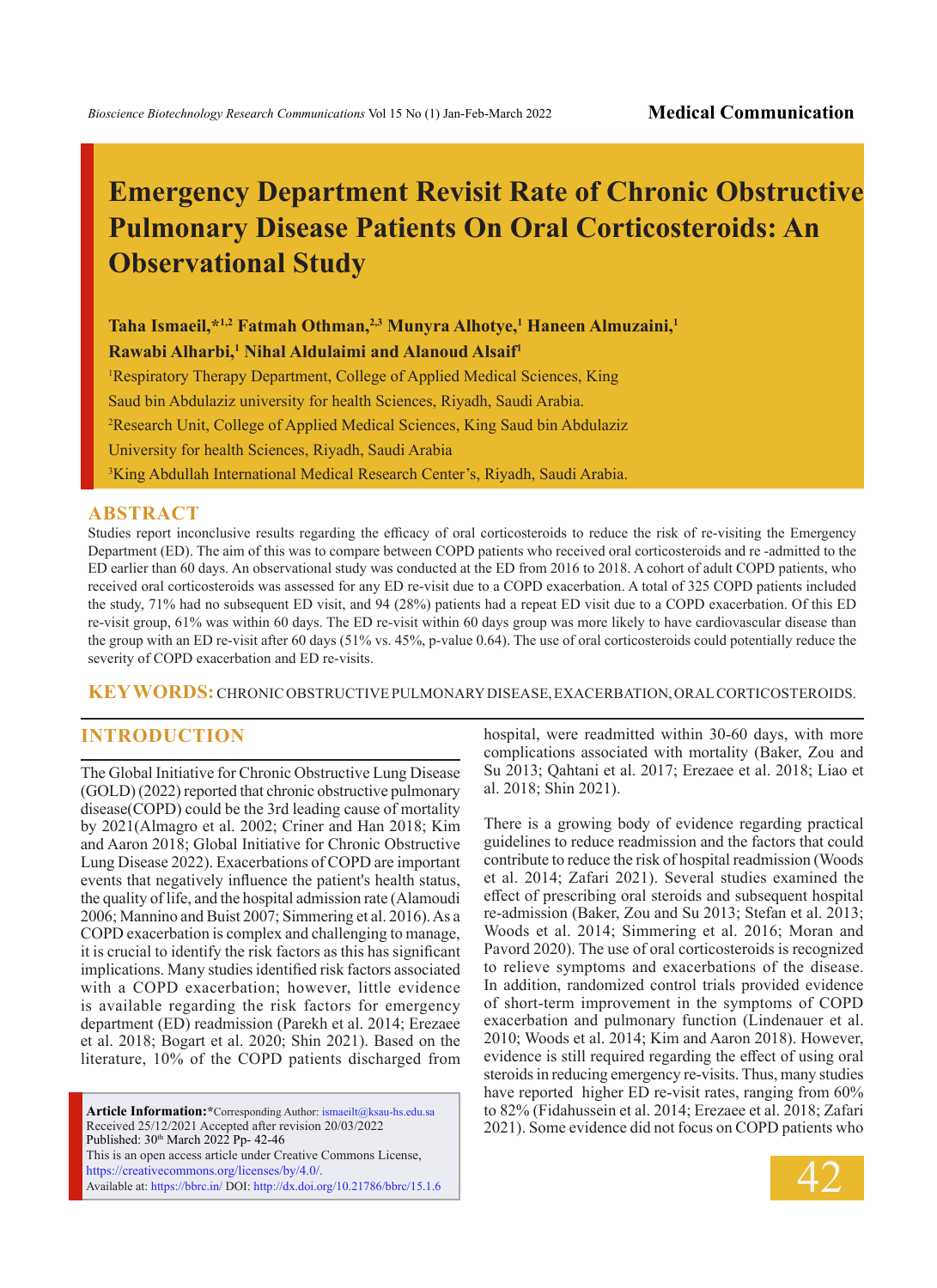# Emergency Department Revisit Rate of Chronic Obstructive Pulmonary Disease Patients On Oral Corticosteroids: An Observational Study

**Taha Ismaeil,*[1,2] Fatmah Othman,[2,3] Munyra Alhotye,[1] Haneen Almuzaini,[1] Rawabi Alharbi,[1] Nihal Aldulaimi and Alanoud Alsaif[1]**

[1]Respiratory Therapy Department, College of Applied Medical Sciences, King Saud bin Abdulaziz university for health Sciences, Riyadh, Saudi Arabia.

[2]Research Unit, College of Applied Medical Sciences, King Saud bin Abdulaziz University for health Sciences, Riyadh, Saudi Arabia

[3]King Abdullah International Medical Research Center's, Riyadh, Saudi Arabia.

## ABSTRACT

Studies report inconclusive results regarding the efficacy of oral corticosteroids to reduce the risk of re-visiting the Emergency Department (ED). The aim of this was to compare between COPD patients who received oral corticosteroids and re -admitted to the ED earlier than 60 days. An observational study was conducted at the ED from 2016 to 2018. A cohort of adult COPD patients, who received oral corticosteroids was assessed for any ED re-visit due to a COPD exacerbation. A total of 325 COPD patients included the study, 71% had no subsequent ED visit, and 94 (28%) patients had a repeat ED visit due to a COPD exacerbation. Of this ED re-visit group, 61% was within 60 days. The ED re-visit within 60 days group was more likely to have cardiovascular disease than the group with an ED re-visit after 60 days (51% vs. 45%, p-value 0.64). The use of oral corticosteroids could potentially reduce the severity of COPD exacerbation and ED re-visits.

**KEYWORDS:** CHRONIC OBSTRUCTIVE PULMONARY DISEASE, EXACERBATION, ORAL CORTICOSTEROIDS.

## INTRODUCTION

The Global Initiative for Chronic Obstructive Lung Disease (GOLD) (2022) reported that chronic obstructive pulmonary disease(COPD) could be the 3rd leading cause of mortality by 2021(Almagro et al. 2002; Criner and Han 2018; Kim and Aaron 2018; Global Initiative for Chronic Obstructive Lung Disease 2022). Exacerbations of COPD are important events that negatively influence the patient's health status, the quality of life, and the hospital admission rate (Alamoudi 2006; Mannino and Buist 2007; Simmering et al. 2016). As a COPD exacerbation is complex and challenging to manage, it is crucial to identify the risk factors as this has significant implications. Many studies identified risk factors associated with a COPD exacerbation; however, little evidence is available regarding the risk factors for emergency department (ED) readmission (Parekh et al. 2014; Erezaee et al. 2018; Bogart et al. 2020; Shin 2021). Based on the literature, 10% of the COPD patients discharged from hospital, were readmitted within 30-60 days, with more complications associated with mortality (Baker, Zou and Su 2013; Qahtani et al. 2017; Erezaee et al. 2018; Liao et al. 2018; Shin 2021).

There is a growing body of evidence regarding practical guidelines to reduce readmission and the factors that could contribute to reduce the risk of hospital readmission (Woods et al. 2014; Zafari 2021). Several studies examined the effect of prescribing oral steroids and subsequent hospital re-admission (Baker, Zou and Su 2013; Stefan et al. 2013; Woods et al. 2014; Simmering et al. 2016; Moran and Pavord 2020). The use of oral corticosteroids is recognized to relieve symptoms and exacerbations of the disease. In addition, randomized control trials provided evidence of short-term improvement in the symptoms of COPD exacerbation and pulmonary function (Lindenauer et al. 2010; Woods et al. 2014; Kim and Aaron 2018). However, evidence is still required regarding the effect of using oral steroids in reducing emergency re-visits. Thus, many studies have reported higher ED re-visit rates, ranging from 60% to 82% (Fidahussein et al. 2014; Erezaee et al. 2018; Zafari 2021). Some evidence did not focus on COPD patients who

**Article Information:***Corresponding Author: ismaeilt@ksau-hs.edu.sa
Received 25/12/2021 Accepted after revision 20/03/2022
Published: 30th March 2022 Pp- 42-46
This is an open access article under Creative Commons License, https://creativecommons.org/licenses/by/4.0/.
Available at: https://bbrc.in/ DOI: http://dx.doi.org/10.21786/bbrc/15.1.6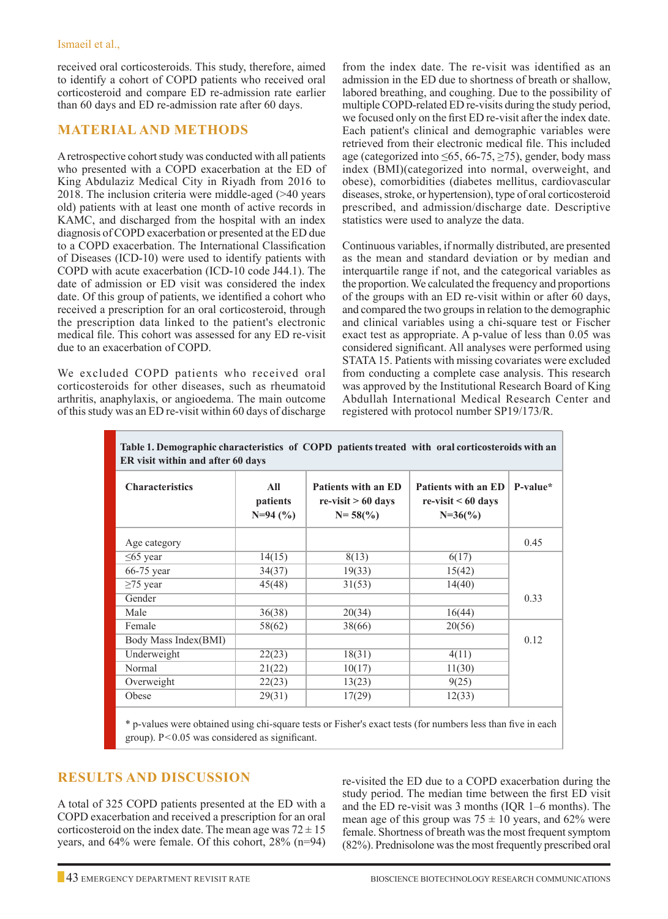received oral corticosteroids. This study, therefore, aimed to identify a cohort of COPD patients who received oral corticosteroid and compare ED re-admission rate earlier than 60 days and ED re-admission rate after 60 days.

## MATERIAL AND METHODS

A retrospective cohort study was conducted with all patients who presented with a COPD exacerbation at the ED of King Abdulaziz Medical City in Riyadh from 2016 to 2018. The inclusion criteria were middle-aged (>40 years old) patients with at least one month of active records in KAMC, and discharged from the hospital with an index diagnosis of COPD exacerbation or presented at the ED due to a COPD exacerbation. The International Classification of Diseases (ICD-10) were used to identify patients with COPD with acute exacerbation (ICD-10 code J44.1). The date of admission or ED visit was considered the index date. Of this group of patients, we identified a cohort who received a prescription for an oral corticosteroid, through the prescription data linked to the patient's electronic medical file. This cohort was assessed for any ED re-visit due to an exacerbation of COPD.

We excluded COPD patients who received oral corticosteroids for other diseases, such as rheumatoid arthritis, anaphylaxis, or angioedema. The main outcome of this study was an ED re-visit within 60 days of discharge from the index date. The re-visit was identified as an admission in the ED due to shortness of breath or shallow, labored breathing, and coughing. Due to the possibility of multiple COPD-related ED re-visits during the study period, we focused only on the first ED re-visit after the index date. Each patient's clinical and demographic variables were retrieved from their electronic medical file. This included age (categorized into ≤65, 66-75, ≥75), gender, body mass index (BMI)(categorized into normal, overweight, and obese), comorbidities (diabetes mellitus, cardiovascular diseases, stroke, or hypertension), type of oral corticosteroid prescribed, and admission/discharge date. Descriptive statistics were used to analyze the data.

Continuous variables, if normally distributed, are presented as the mean and standard deviation or by median and interquartile range if not, and the categorical variables as the proportion. We calculated the frequency and proportions of the groups with an ED re-visit within or after 60 days, and compared the two groups in relation to the demographic and clinical variables using a chi-square test or Fischer exact test as appropriate. A p-value of less than 0.05 was considered significant. All analyses were performed using STATA 15. Patients with missing covariates were excluded from conducting a complete case analysis. This research was approved by the Institutional Research Board of King Abdullah International Medical Research Center and registered with protocol number SP19/173/R.

**Table 1. Demographic characteristics of COPD patients treated with oral corticosteroids with an ER visit within and after 60 days**

| Characteristics | All patients N=94 (%) | Patients with an ED re-visit > 60 days N= 58(%) | Patients with an ED re-visit < 60 days N=36(%) | P-value* |
|---|---|---|---|---|
| Age category | | | | 0.45 |
| ≤65 year | 14(15) | 8(13) | 6(17) | |
| 66-75 year | 34(37) | 19(33) | 15(42) | |
| ≥75 year | 45(48) | 31(53) | 14(40) | |
| Gender | | | | 0.33 |
| Male | 36(38) | 20(34) | 16(44) | |
| Female | 58(62) | 38(66) | 20(56) | |
| Body Mass Index(BMI) | | | | 0.12 |
| Underweight | 22(23) | 18(31) | 4(11) | |
| Normal | 21(22) | 10(17) | 11(30) | |
| Overweight | 22(23) | 13(23) | 9(25) | |
| Obese | 29(31) | 17(29) | 12(33) | |

* p-values were obtained using chi-square tests or Fisher's exact tests (for numbers less than five in each group). P<0.05 was considered as significant.

## RESULTS AND DISCUSSION

A total of 325 COPD patients presented at the ED with a COPD exacerbation and received a prescription for an oral corticosteroid on the index date. The mean age was 72 ± 15 years, and 64% were female. Of this cohort, 28% (n=94) re-visited the ED due to a COPD exacerbation during the study period. The median time between the first ED visit and the ED re-visit was 3 months (IQR 1–6 months). The mean age of this group was 75 ± 10 years, and 62% were female. Shortness of breath was the most frequent symptom (82%). Prednisolone was the most frequently prescribed oral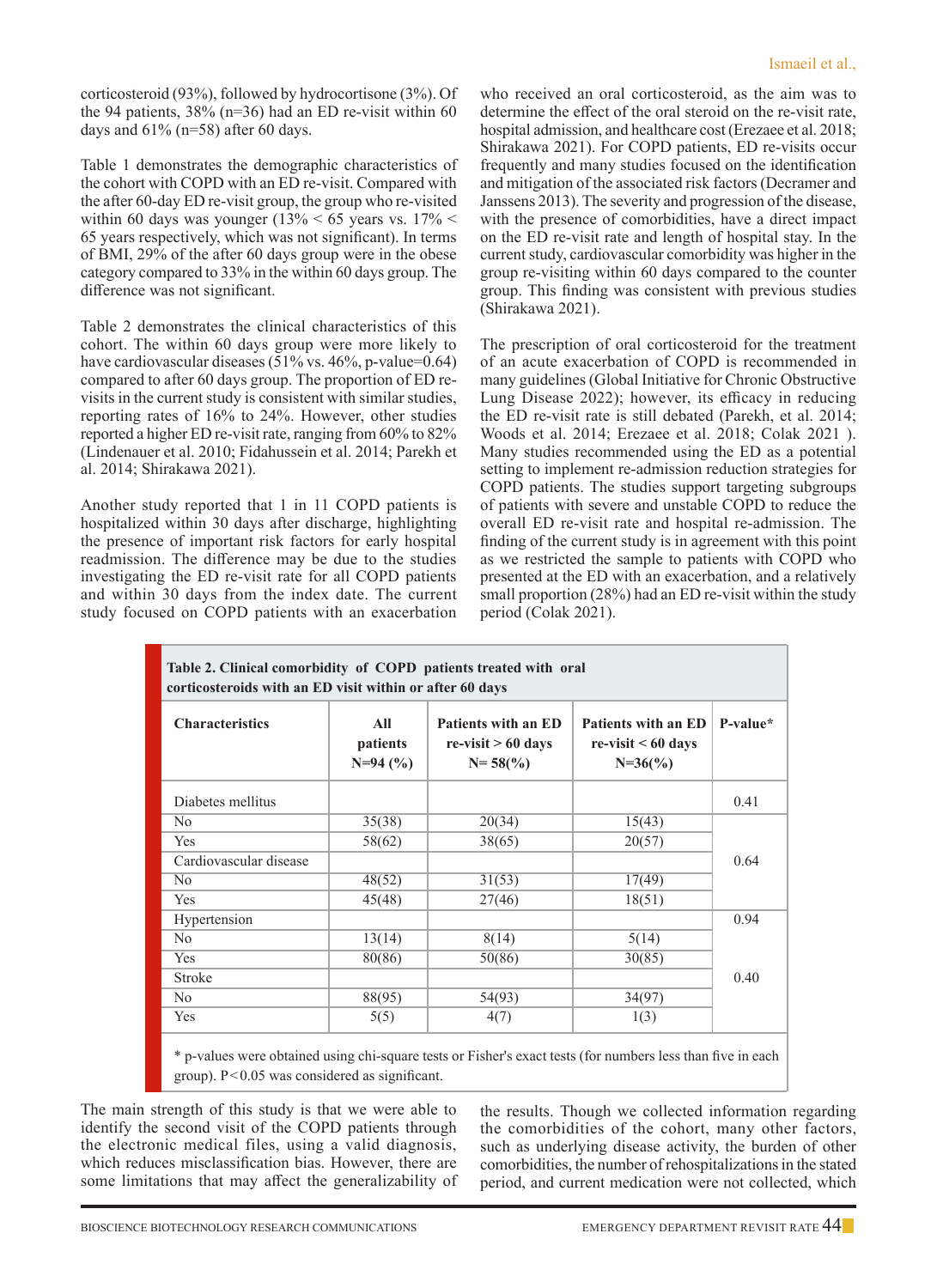corticosteroid (93%), followed by hydrocortisone (3%). Of the 94 patients, 38% (n=36) had an ED re-visit within 60 days and 61% (n=58) after 60 days.

Table 1 demonstrates the demographic characteristics of the cohort with COPD with an ED re-visit. Compared with the after 60-day ED re-visit group, the group who re-visited within 60 days was younger (13% < 65 years vs. 17% < 65 years respectively, which was not significant). In terms of BMI, 29% of the after 60 days group were in the obese category compared to 33% in the within 60 days group. The difference was not significant.

Table 2 demonstrates the clinical characteristics of this cohort. The within 60 days group were more likely to have cardiovascular diseases (51% vs. 46%, p-value=0.64) compared to after 60 days group. The proportion of ED re-visits in the current study is consistent with similar studies, reporting rates of 16% to 24%. However, other studies reported a higher ED re-visit rate, ranging from 60% to 82% (Lindenauer et al. 2010; Fidahussein et al. 2014; Parekh et al. 2014; Shirakawa 2021).

Another study reported that 1 in 11 COPD patients is hospitalized within 30 days after discharge, highlighting the presence of important risk factors for early hospital readmission. The difference may be due to the studies investigating the ED re-visit rate for all COPD patients and within 30 days from the index date. The current study focused on COPD patients with an exacerbation who received an oral corticosteroid, as the aim was to determine the effect of the oral steroid on the re-visit rate, hospital admission, and healthcare cost (Erezaee et al. 2018; Shirakawa 2021). For COPD patients, ED re-visits occur frequently and many studies focused on the identification and mitigation of the associated risk factors (Decramer and Janssens 2013). The severity and progression of the disease, with the presence of comorbidities, have a direct impact on the ED re-visit rate and length of hospital stay. In the current study, cardiovascular comorbidity was higher in the group re-visiting within 60 days compared to the counter group. This finding was consistent with previous studies (Shirakawa 2021).

The prescription of oral corticosteroid for the treatment of an acute exacerbation of COPD is recommended in many guidelines (Global Initiative for Chronic Obstructive Lung Disease 2022); however, its efficacy in reducing the ED re-visit rate is still debated (Parekh, et al. 2014; Woods et al. 2014; Erezaee et al. 2018; Colak 2021 ). Many studies recommended using the ED as a potential setting to implement re-admission reduction strategies for COPD patients. The studies support targeting subgroups of patients with severe and unstable COPD to reduce the overall ED re-visit rate and hospital re-admission. The finding of the current study is in agreement with this point as we restricted the sample to patients with COPD who presented at the ED with an exacerbation, and a relatively small proportion (28%) had an ED re-visit within the study period (Colak 2021).

**Table 2. Clinical comorbidity of COPD patients treated with oral corticosteroids with an ED visit within or after 60 days**

| Characteristics | All patients N=94 (%) | Patients with an ED re-visit > 60 days N= 58(%) | Patients with an ED re-visit < 60 days N=36(%) | P-value* |
|---|---|---|---|---|
| Diabetes mellitus | | | | 0.41 |
| No | 35(38) | 20(34) | 15(43) | |
| Yes | 58(62) | 38(65) | 20(57) | |
| Cardiovascular disease | | | | 0.64 |
| No | 48(52) | 31(53) | 17(49) | |
| Yes | 45(48) | 27(46) | 18(51) | |
| Hypertension | | | | 0.94 |
| No | 13(14) | 8(14) | 5(14) | |
| Yes | 80(86) | 50(86) | 30(85) | |
| Stroke | | | | 0.40 |
| No | 88(95) | 54(93) | 34(97) | |
| Yes | 5(5) | 4(7) | 1(3) | |

\* p-values were obtained using chi-square tests or Fisher's exact tests (for numbers less than five in each group). P<0.05 was considered as significant.

The main strength of this study is that we were able to identify the second visit of the COPD patients through the electronic medical files, using a valid diagnosis, which reduces misclassification bias. However, there are some limitations that may affect the generalizability of the results. Though we collected information regarding the comorbidities of the cohort, many other factors, such as underlying disease activity, the burden of other comorbidities, the number of rehospitalizations in the stated period, and current medication were not collected, which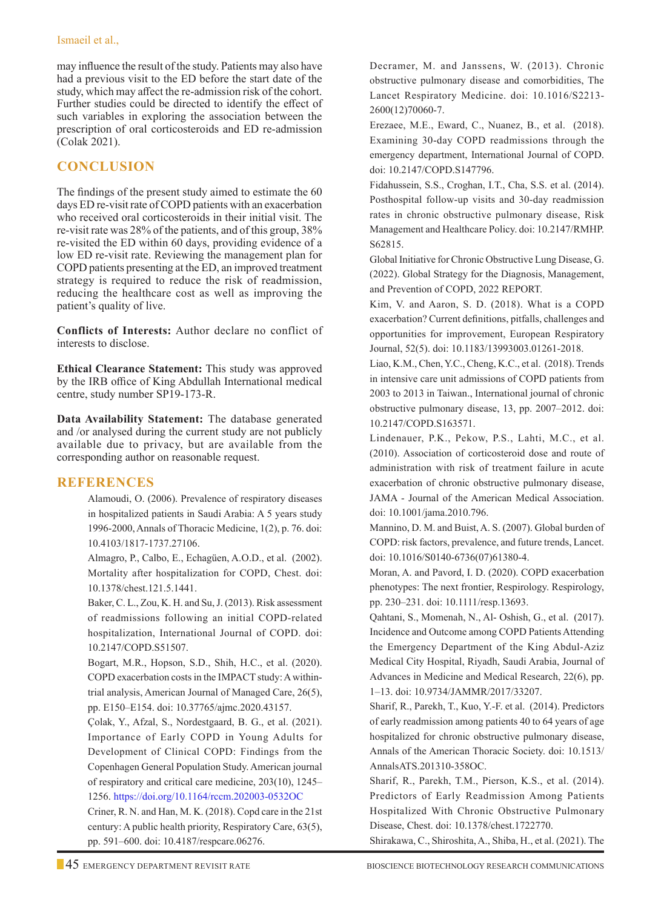may influence the result of the study. Patients may also have had a previous visit to the ED before the start date of the study, which may affect the re-admission risk of the cohort. Further studies could be directed to identify the effect of such variables in exploring the association between the prescription of oral corticosteroids and ED re-admission (Colak 2021).

## CONCLUSION

The findings of the present study aimed to estimate the 60 days ED re-visit rate of COPD patients with an exacerbation who received oral corticosteroids in their initial visit. The re-visit rate was 28% of the patients, and of this group, 38% re-visited the ED within 60 days, providing evidence of a low ED re-visit rate. Reviewing the management plan for COPD patients presenting at the ED, an improved treatment strategy is required to reduce the risk of readmission, reducing the healthcare cost as well as improving the patient's quality of live.

**Conflicts of Interests:** Author declare no conflict of interests to disclose.

**Ethical Clearance Statement:** This study was approved by the IRB office of King Abdullah International medical centre, study number SP19-173-R.

**Data Availability Statement:** The database generated and /or analysed during the current study are not publicly available due to privacy, but are available from the corresponding author on reasonable request.

## REFERENCES

Alamoudi, O. (2006). Prevalence of respiratory diseases in hospitalized patients in Saudi Arabia: A 5 years study 1996-2000, Annals of Thoracic Medicine, 1(2), p. 76. doi: 10.4103/1817-1737.27106.

Almagro, P., Calbo, E., Echagüen, A.O.D., et al. (2002). Mortality after hospitalization for COPD, Chest. doi: 10.1378/chest.121.5.1441.

Baker, C. L., Zou, K. H. and Su, J. (2013). Risk assessment of readmissions following an initial COPD-related hospitalization, International Journal of COPD. doi: 10.2147/COPD.S51507.

Bogart, M.R., Hopson, S.D., Shih, H.C., et al. (2020). COPD exacerbation costs in the IMPACT study: A within-trial analysis, American Journal of Managed Care, 26(5), pp. E150–E154. doi: 10.37765/ajmc.2020.43157.

Çolak, Y., Afzal, S., Nordestgaard, B. G., et al. (2021). Importance of Early COPD in Young Adults for Development of Clinical COPD: Findings from the Copenhagen General Population Study. American journal of respiratory and critical care medicine, 203(10), 1245–1256. https://doi.org/10.1164/rccm.202003-0532OC

Criner, R. N. and Han, M. K. (2018). Copd care in the 21st century: A public health priority, Respiratory Care, 63(5), pp. 591–600. doi: 10.4187/respcare.06276.

Decramer, M. and Janssens, W. (2013). Chronic obstructive pulmonary disease and comorbidities, The Lancet Respiratory Medicine. doi: 10.1016/S2213-2600(12)70060-7.

Erezaee, M.E., Eward, C., Nuanez, B., et al. (2018). Examining 30-day COPD readmissions through the emergency department, International Journal of COPD. doi: 10.2147/COPD.S147796.

Fidahussein, S.S., Croghan, I.T., Cha, S.S. et al. (2014). Posthospital follow-up visits and 30-day readmission rates in chronic obstructive pulmonary disease, Risk Management and Healthcare Policy. doi: 10.2147/RMHP.S62815.

Global Initiative for Chronic Obstructive Lung Disease, G. (2022). Global Strategy for the Diagnosis, Management, and Prevention of COPD, 2022 REPORT.

Kim, V. and Aaron, S. D. (2018). What is a COPD exacerbation? Current definitions, pitfalls, challenges and opportunities for improvement, European Respiratory Journal, 52(5). doi: 10.1183/13993003.01261-2018.

Liao, K.M., Chen, Y.C., Cheng, K.C., et al. (2018). Trends in intensive care unit admissions of COPD patients from 2003 to 2013 in Taiwan., International journal of chronic obstructive pulmonary disease, 13, pp. 2007–2012. doi: 10.2147/COPD.S163571.

Lindenauer, P.K., Pekow, P.S., Lahti, M.C., et al. (2010). Association of corticosteroid dose and route of administration with risk of treatment failure in acute exacerbation of chronic obstructive pulmonary disease, JAMA - Journal of the American Medical Association. doi: 10.1001/jama.2010.796.

Mannino, D. M. and Buist, A. S. (2007). Global burden of COPD: risk factors, prevalence, and future trends, Lancet. doi: 10.1016/S0140-6736(07)61380-4.

Moran, A. and Pavord, I. D. (2020). COPD exacerbation phenotypes: The next frontier, Respirology. Respirology, pp. 230–231. doi: 10.1111/resp.13693.

Qahtani, S., Momenah, N., Al- Oshish, G., et al. (2017). Incidence and Outcome among COPD Patients Attending the Emergency Department of the King Abdul-Aziz Medical City Hospital, Riyadh, Saudi Arabia, Journal of Advances in Medicine and Medical Research, 22(6), pp. 1–13. doi: 10.9734/JAMMR/2017/33207.

Sharif, R., Parekh, T., Kuo, Y.-F. et al. (2014). Predictors of early readmission among patients 40 to 64 years of age hospitalized for chronic obstructive pulmonary disease, Annals of the American Thoracic Society. doi: 10.1513/AnnalsATS.201310-358OC.

Sharif, R., Parekh, T.M., Pierson, K.S., et al. (2014). Predictors of Early Readmission Among Patients Hospitalized With Chronic Obstructive Pulmonary Disease, Chest. doi: 10.1378/chest.1722770.

Shirakawa, C., Shiroshita, A., Shiba, H., et al. (2021). The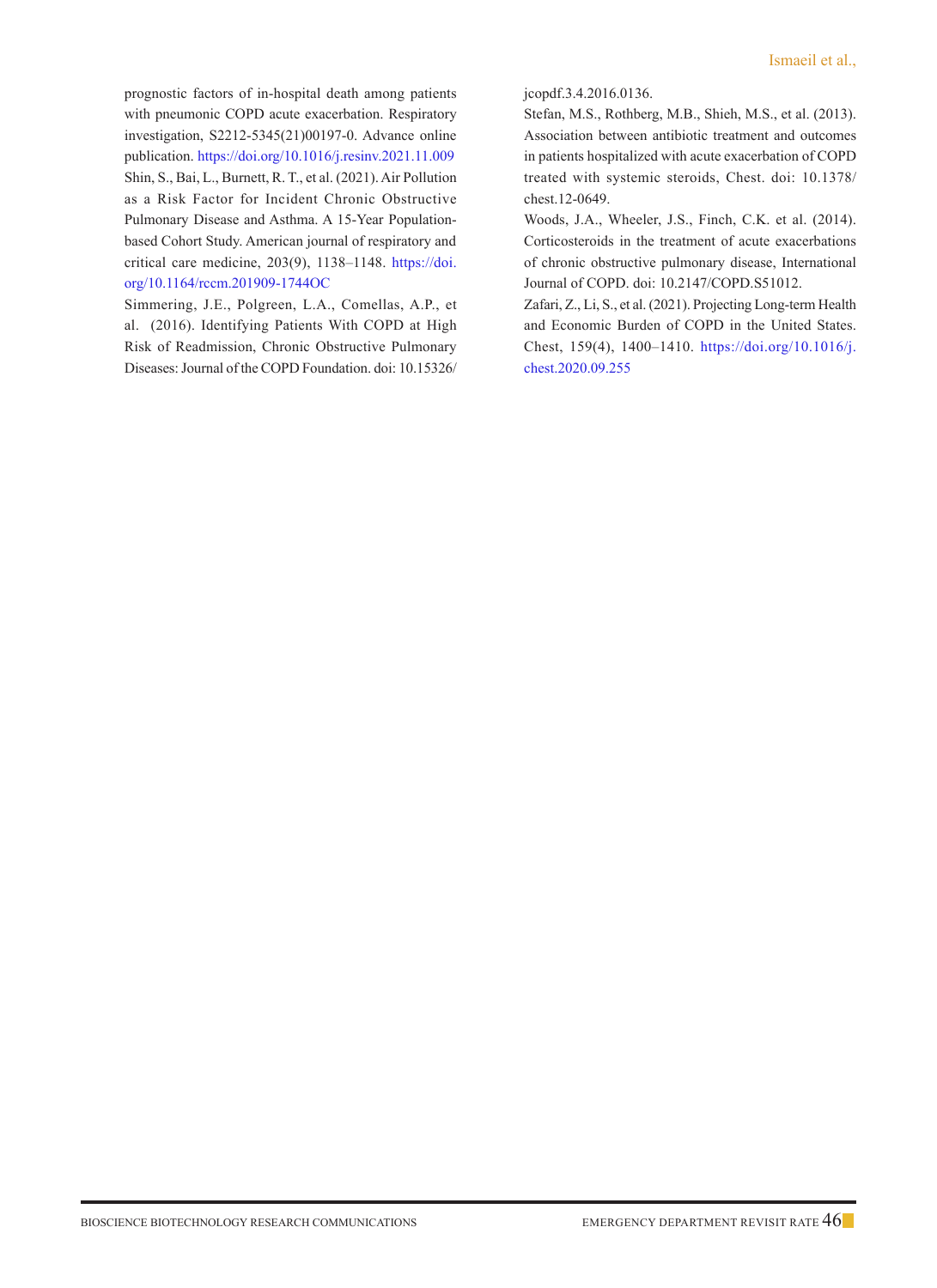prognostic factors of in-hospital death among patients with pneumonic COPD acute exacerbation. Respiratory investigation, S2212-5345(21)00197-0. Advance online publication. https://doi.org/10.1016/j.resinv.2021.11.009

Shin, S., Bai, L., Burnett, R. T., et al. (2021). Air Pollution as a Risk Factor for Incident Chronic Obstructive Pulmonary Disease and Asthma. A 15-Year Population-based Cohort Study. American journal of respiratory and critical care medicine, 203(9), 1138–1148. https://doi.org/10.1164/rccm.201909-1744OC

Simmering, J.E., Polgreen, L.A., Comellas, A.P., et al. (2016). Identifying Patients With COPD at High Risk of Readmission, Chronic Obstructive Pulmonary Diseases: Journal of the COPD Foundation. doi: 10.15326/jcopdf.3.4.2016.0136.

Stefan, M.S., Rothberg, M.B., Shieh, M.S., et al. (2013). Association between antibiotic treatment and outcomes in patients hospitalized with acute exacerbation of COPD treated with systemic steroids, Chest. doi: 10.1378/chest.12-0649.

Woods, J.A., Wheeler, J.S., Finch, C.K. et al. (2014). Corticosteroids in the treatment of acute exacerbations of chronic obstructive pulmonary disease, International Journal of COPD. doi: 10.2147/COPD.S51012.

Zafari, Z., Li, S., et al. (2021). Projecting Long-term Health and Economic Burden of COPD in the United States. Chest, 159(4), 1400–1410. https://doi.org/10.1016/j.chest.2020.09.255